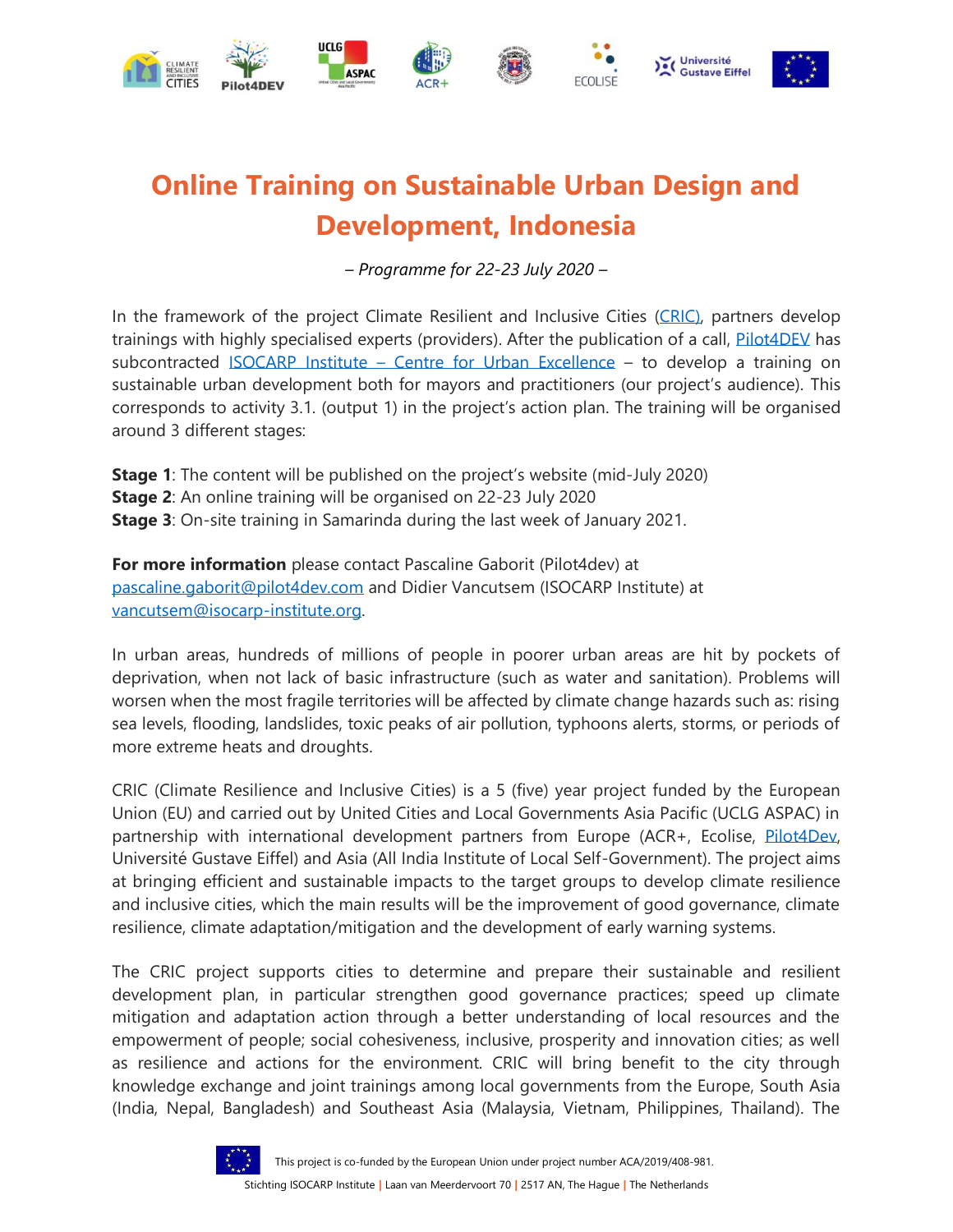# Online Training on Sustainable Urban Design and Development, Indonesia

*– Programme for 22-23 July 2020 –*

In the framework of the project Climate Resilient and Inclusive Cities (CRIC), partners develop trainings with highly specialised experts (providers). After the publication of a call, Pilot4DEV has subcontracted ISOCARP Institute – Centre for Urban Excellence – to develop a training on sustainable urban development both for mayors and practitioners (our project's audience). This corresponds to activity 3.1. (output 1) in the project's action plan. The training will be organised around 3 different stages:

**Stage 1**: The content will be published on the project's website (mid-July 2020)
**Stage 2**: An online training will be organised on 22-23 July 2020
**Stage 3**: On-site training in Samarinda during the last week of January 2021.

**For more information** please contact Pascaline Gaborit (Pilot4dev) at pascaline.gaborit@pilot4dev.com and Didier Vancutsem (ISOCARP Institute) at vancutsem@isocarp-institute.org.

In urban areas, hundreds of millions of people in poorer urban areas are hit by pockets of deprivation, when not lack of basic infrastructure (such as water and sanitation). Problems will worsen when the most fragile territories will be affected by climate change hazards such as: rising sea levels, flooding, landslides, toxic peaks of air pollution, typhoons alerts, storms, or periods of more extreme heats and droughts.

CRIC (Climate Resilience and Inclusive Cities) is a 5 (five) year project funded by the European Union (EU) and carried out by United Cities and Local Governments Asia Pacific (UCLG ASPAC) in partnership with international development partners from Europe (ACR+, Ecolise, Pilot4Dev, Université Gustave Eiffel) and Asia (All India Institute of Local Self-Government). The project aims at bringing efficient and sustainable impacts to the target groups to develop climate resilience and inclusive cities, which the main results will be the improvement of good governance, climate resilience, climate adaptation/mitigation and the development of early warning systems.

The CRIC project supports cities to determine and prepare their sustainable and resilient development plan, in particular strengthen good governance practices; speed up climate mitigation and adaptation action through a better understanding of local resources and the empowerment of people; social cohesiveness, inclusive, prosperity and innovation cities; as well as resilience and actions for the environment. CRIC will bring benefit to the city through knowledge exchange and joint trainings among local governments from the Europe, South Asia (India, Nepal, Bangladesh) and Southeast Asia (Malaysia, Vietnam, Philippines, Thailand). The

This project is co-funded by the European Union under project number ACA/2019/408-981.

Stichting ISOCARP Institute | Laan van Meerdervoort 70 | 2517 AN, The Hague | The Netherlands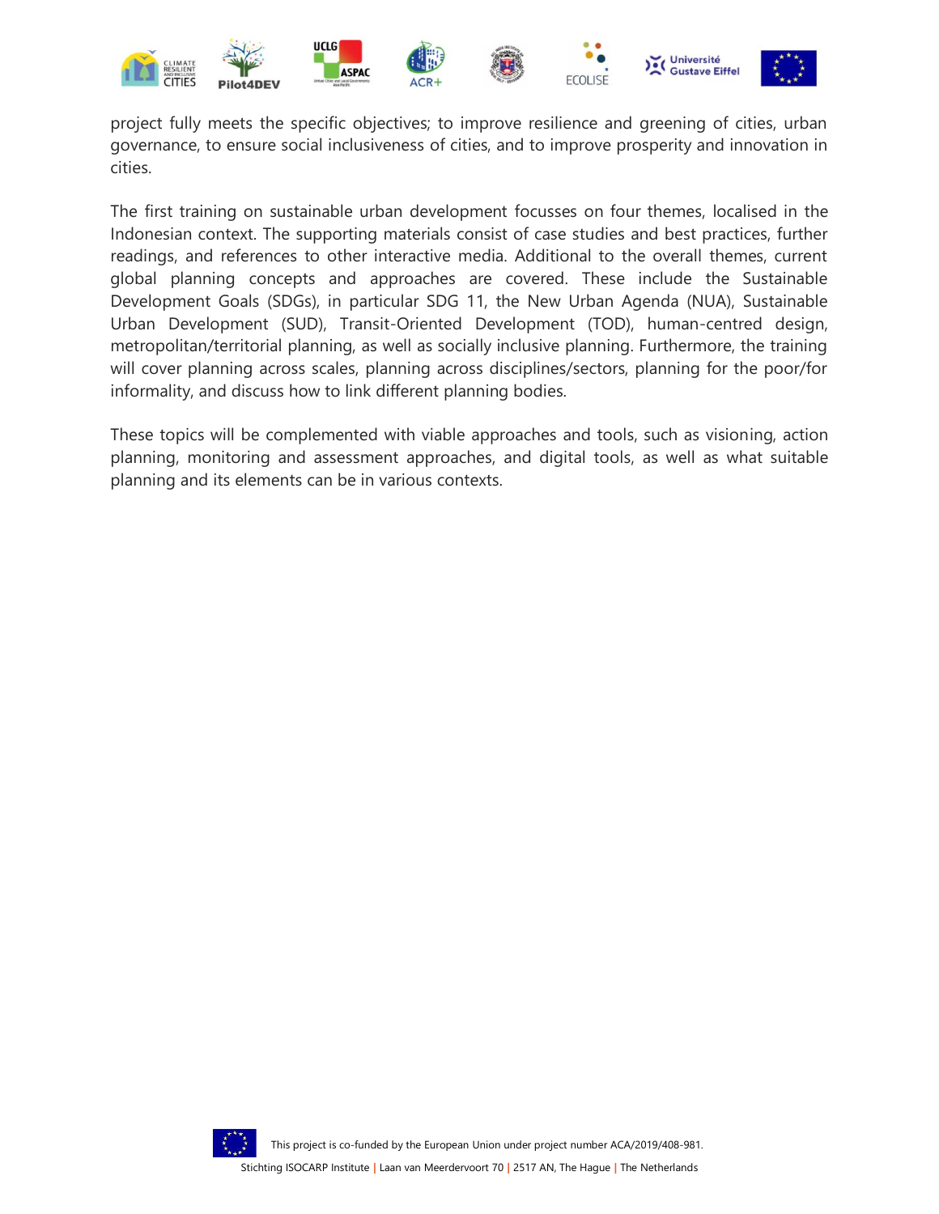project fully meets the specific objectives; to improve resilience and greening of cities, urban governance, to ensure social inclusiveness of cities, and to improve prosperity and innovation in cities.

The first training on sustainable urban development focusses on four themes, localised in the Indonesian context. The supporting materials consist of case studies and best practices, further readings, and references to other interactive media. Additional to the overall themes, current global planning concepts and approaches are covered. These include the Sustainable Development Goals (SDGs), in particular SDG 11, the New Urban Agenda (NUA), Sustainable Urban Development (SUD), Transit-Oriented Development (TOD), human-centred design, metropolitan/territorial planning, as well as socially inclusive planning. Furthermore, the training will cover planning across scales, planning across disciplines/sectors, planning for the poor/for informality, and discuss how to link different planning bodies.

These topics will be complemented with viable approaches and tools, such as visioning, action planning, monitoring and assessment approaches, and digital tools, as well as what suitable planning and its elements can be in various contexts.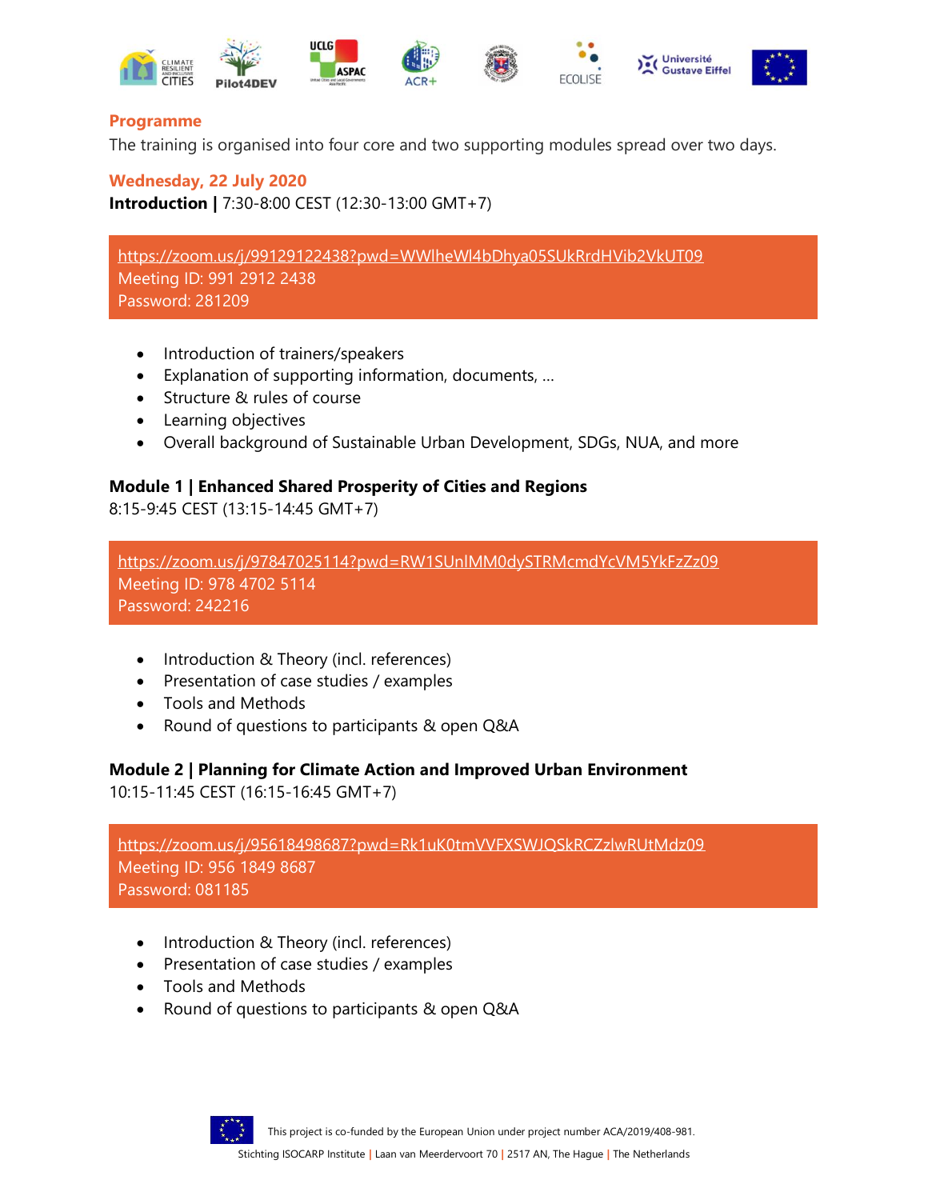## Programme

The training is organised into four core and two supporting modules spread over two days.

### Wednesday, 22 July 2020

**Introduction |** 7:30-8:00 CEST (12:30-13:00 GMT+7)

https://zoom.us/j/99129122438?pwd=WWlheWl4bDhya05SUkRrdHVib2VkUT09
Meeting ID: 991 2912 2438
Password: 281209

- Introduction of trainers/speakers
- Explanation of supporting information, documents, …
- Structure & rules of course
- Learning objectives
- Overall background of Sustainable Urban Development, SDGs, NUA, and more

**Module 1 | Enhanced Shared Prosperity of Cities and Regions**
8:15-9:45 CEST (13:15-14:45 GMT+7)

https://zoom.us/j/97847025114?pwd=RW1SUnlMM0dySTRMcmdYcVM5YkFzZz09
Meeting ID: 978 4702 5114
Password: 242216

- Introduction & Theory (incl. references)
- Presentation of case studies / examples
- Tools and Methods
- Round of questions to participants & open Q&A

**Module 2 | Planning for Climate Action and Improved Urban Environment**
10:15-11:45 CEST (16:15-16:45 GMT+7)

https://zoom.us/j/95618498687?pwd=Rk1uK0tmVVFXSWJQSkRCZzlwRUtMdz09
Meeting ID: 956 1849 8687
Password: 081185

- Introduction & Theory (incl. references)
- Presentation of case studies / examples
- Tools and Methods
- Round of questions to participants & open Q&A

This project is co-funded by the European Union under project number ACA/2019/408-981.

Stichting ISOCARP Institute | Laan van Meerdervoort 70 | 2517 AN, The Hague | The Netherlands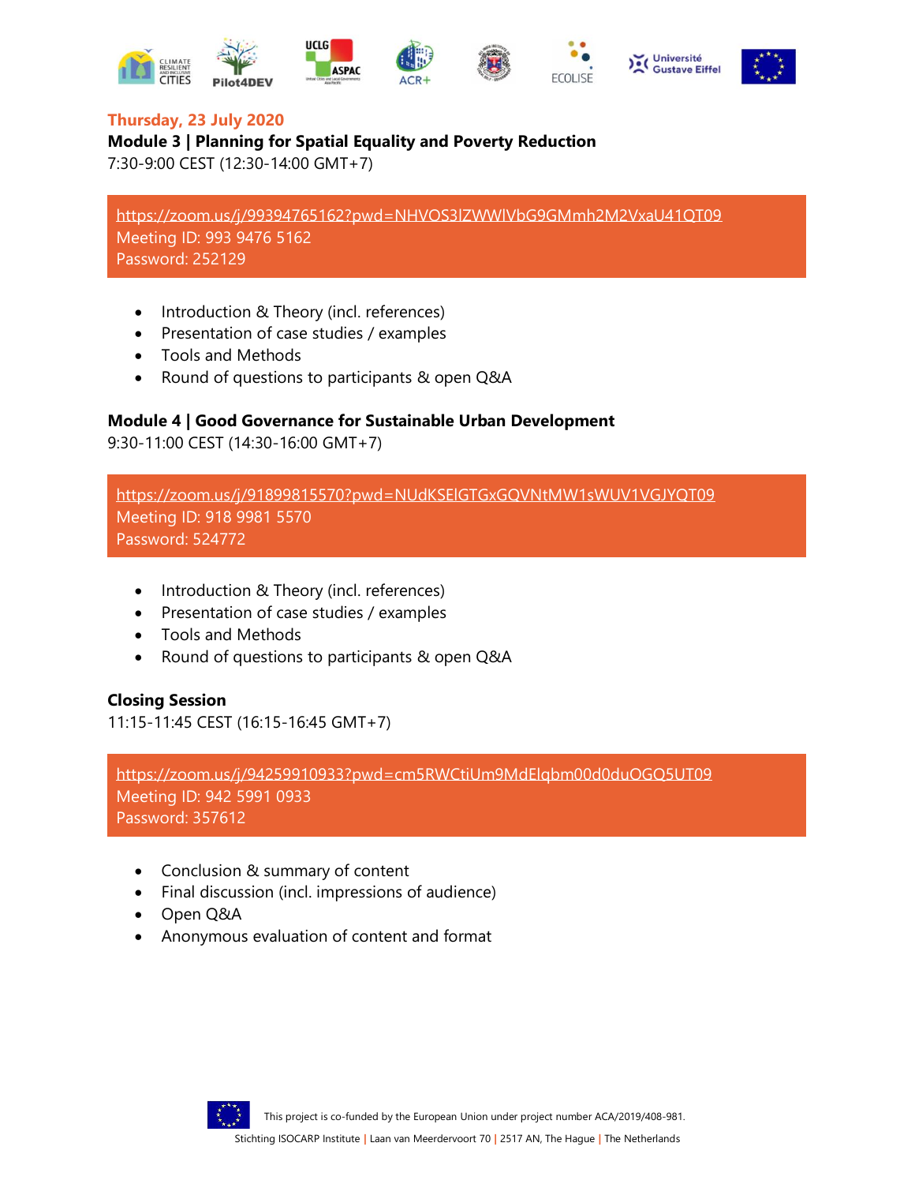**Thursday, 23 July 2020**

**Module 3 | Planning for Spatial Equality and Poverty Reduction**

7:30-9:00 CEST (12:30-14:00 GMT+7)

https://zoom.us/j/99394765162?pwd=NHVOS3lZWWlVbG9GMmh2M2VxaU41QT09
Meeting ID: 993 9476 5162
Password: 252129

- Introduction & Theory (incl. references)
- Presentation of case studies / examples
- Tools and Methods
- Round of questions to participants & open Q&A

**Module 4 | Good Governance for Sustainable Urban Development**

9:30-11:00 CEST (14:30-16:00 GMT+7)

https://zoom.us/j/91899815570?pwd=NUdKSElGTGxGQVNtMW1sWUV1VGJYQT09
Meeting ID: 918 9981 5570
Password: 524772

- Introduction & Theory (incl. references)
- Presentation of case studies / examples
- Tools and Methods
- Round of questions to participants & open Q&A

**Closing Session**

11:15-11:45 CEST (16:15-16:45 GMT+7)

https://zoom.us/j/94259910933?pwd=cm5RWCtiUm9MdElqbm00d0duOGQ5UT09
Meeting ID: 942 5991 0933
Password: 357612

- Conclusion & summary of content
- Final discussion (incl. impressions of audience)
- Open Q&A
- Anonymous evaluation of content and format

This project is co-funded by the European Union under project number ACA/2019/408-981.

Stichting ISOCARP Institute | Laan van Meerdervoort 70 | 2517 AN, The Hague | The Netherlands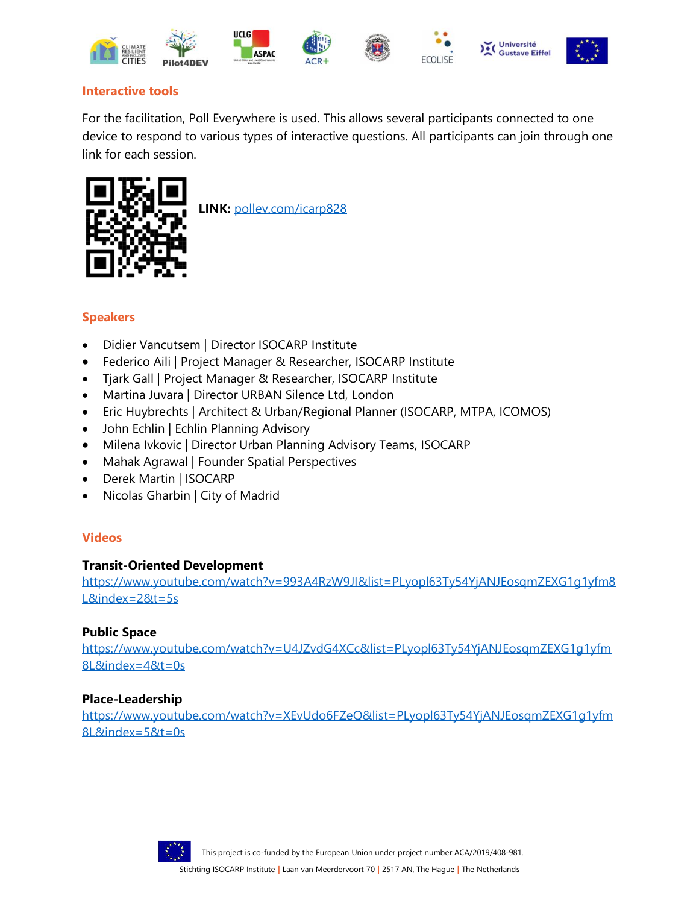## Interactive tools

For the facilitation, Poll Everywhere is used. This allows several participants connected to one device to respond to various types of interactive questions. All participants can join through one link for each session.

**LINK:** pollev.com/icarp828

## Speakers

- Didier Vancutsem | Director ISOCARP Institute
- Federico Aili | Project Manager & Researcher, ISOCARP Institute
- Tjark Gall | Project Manager & Researcher, ISOCARP Institute
- Martina Juvara | Director URBAN Silence Ltd, London
- Eric Huybrechts | Architect & Urban/Regional Planner (ISOCARP, MTPA, ICOMOS)
- John Echlin | Echlin Planning Advisory
- Milena Ivkovic | Director Urban Planning Advisory Teams, ISOCARP
- Mahak Agrawal | Founder Spatial Perspectives
- Derek Martin | ISOCARP
- Nicolas Gharbin | City of Madrid

## Videos

**Transit-Oriented Development**
https://www.youtube.com/watch?v=993A4RzW9JI&list=PLyopl63Ty54YjANJEosqmZEXG1g1yfm8L&index=2&t=5s

**Public Space**
https://www.youtube.com/watch?v=U4JZvdG4XCc&list=PLyopl63Ty54YjANJEosqmZEXG1g1yfm8L&index=4&t=0s

**Place-Leadership**
https://www.youtube.com/watch?v=XEvUdo6FZeQ&list=PLyopl63Ty54YjANJEosqmZEXG1g1yfm8L&index=5&t=0s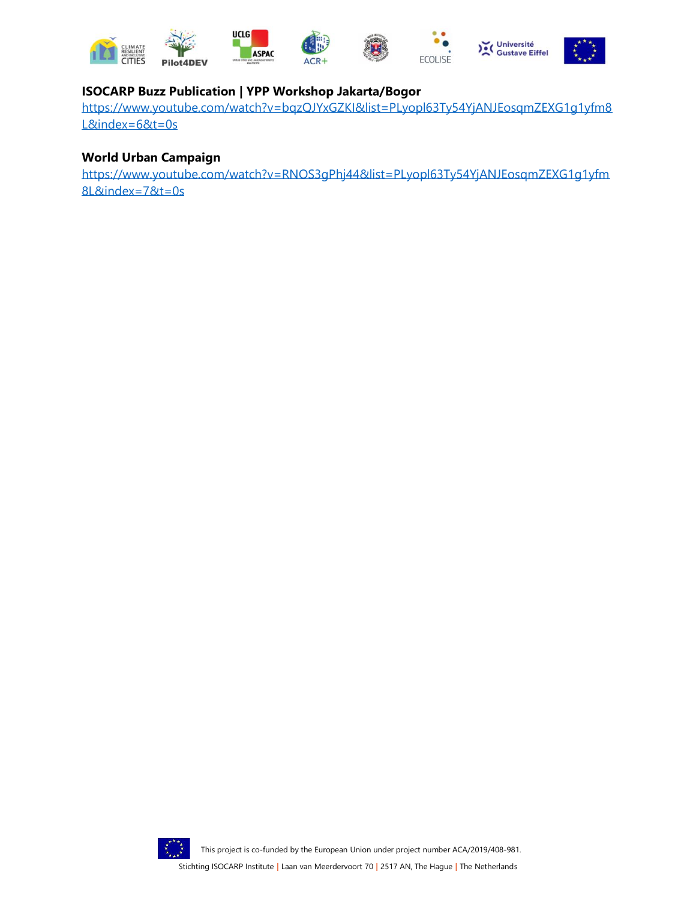**ISOCARP Buzz Publication | YPP Workshop Jakarta/Bogor**

https://www.youtube.com/watch?v=bqzQJYxGZKI&list=PLyopl63Ty54YjANJEosqmZEXG1g1yfm8L&index=6&t=0s

**World Urban Campaign**

https://www.youtube.com/watch?v=RNOS3gPhj44&list=PLyopl63Ty54YjANJEosqmZEXG1g1yfm8L&index=7&t=0s

This project is co-funded by the European Union under project number ACA/2019/408-981.

Stichting ISOCARP Institute | Laan van Meerdervoort 70 | 2517 AN, The Hague | The Netherlands